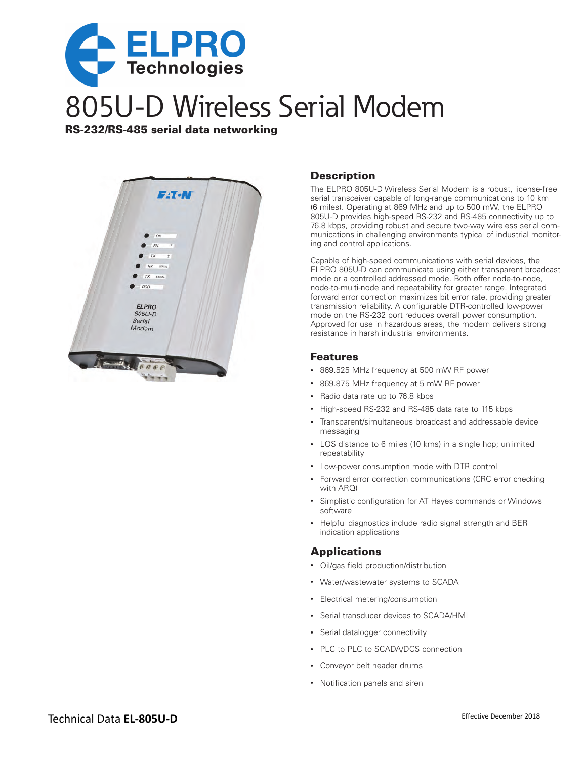# 805U-D Wireless Serial Modem

**RS-232/RS-485 serial data networking**

## Description

The ELPRO 805U-D Wireless Serial Modem is a robust, license-free serial transceiver capable of long-range communications to 10 km (6 miles). Operating at 869 MHz and up to 500 mW, the ELPRO 805U-D provides high-speed RS-232 and RS-485 connectivity up to 76.8 kbps, providing robust and secure two-way wireless serial communications in challenging environments typical of industrial monitoring and control applications.

Capable of high-speed communications with serial devices, the ELPRO 805U-D can communicate using either transparent broadcast mode or a controlled addressed mode. Both offer node-to-node, node-to-multi-node and repeatability for greater range. Integrated forward error correction maximizes bit error rate, providing greater transmission reliability. A configurable DTR-controlled low-power mode on the RS-232 port reduces overall power consumption. Approved for use in hazardous areas, the modem delivers strong resistance in harsh industrial environments.

## Features

- 869.525 MHz frequency at 500 mW RF power
- 869.875 MHz frequency at 5 mW RF power
- Radio data rate up to 76.8 kbps
- High-speed RS-232 and RS-485 data rate to 115 kbps
- Transparent/simultaneous broadcast and addressable device messaging
- LOS distance to 6 miles (10 kms) in a single hop; unlimited repeatability
- Low-power consumption mode with DTR control
- Forward error correction communications (CRC error checking with ARQ)
- Simplistic configuration for AT Hayes commands or Windows software
- Helpful diagnostics include radio signal strength and BER indication applications

## Applications

- Oil/gas field production/distribution
- Water/wastewater systems to SCADA
- Electrical metering/consumption
- Serial transducer devices to SCADA/HMI
- Serial datalogger connectivity
- PLC to PLC to SCADA/DCS connection
- Conveyor belt header drums
- Notification panels and siren

Technical Data **EL-805U-D**

Effective December 2018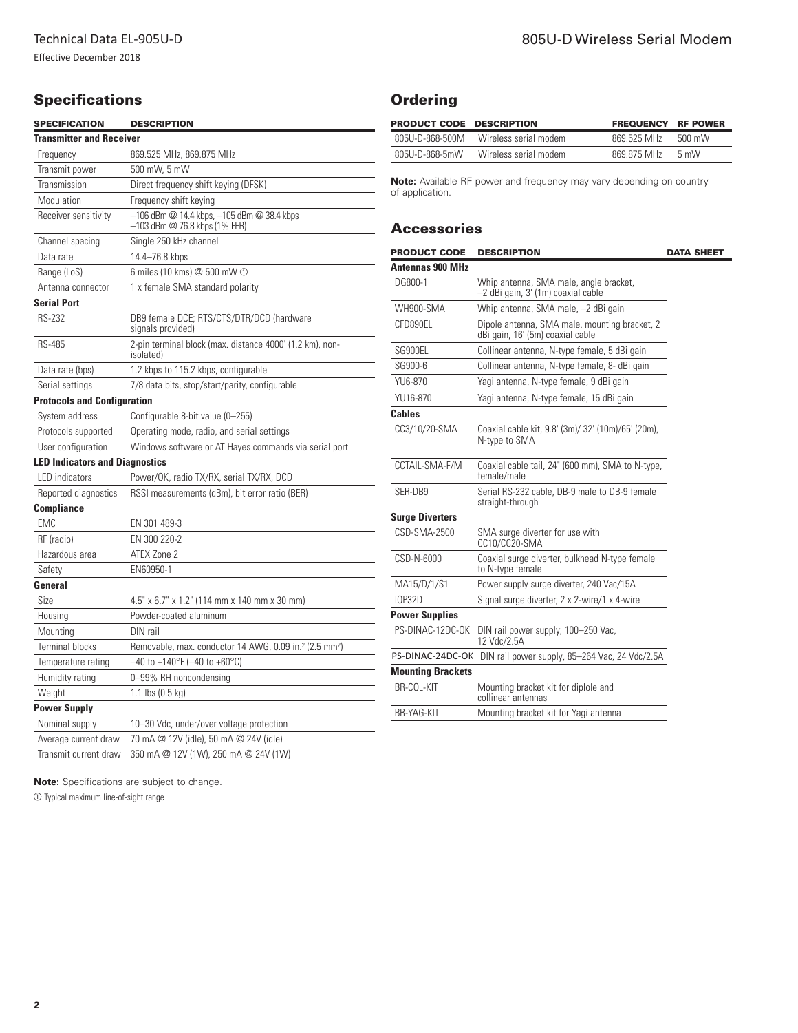## Specifications

| SPECIFICATION | DESCRIPTION |
|---|---|
| **Transmitter and Receiver** | |
| Frequency | 869.525 MHz, 869.875 MHz |
| Transmit power | 500 mW, 5 mW |
| Transmission | Direct frequency shift keying (DFSK) |
| Modulation | Frequency shift keying |
| Receiver sensitivity | –106 dBm @ 14.4 kbps, –105 dBm @ 38.4 kbps –103 dBm @ 76.8 kbps (1% FER) |
| Channel spacing | Single 250 kHz channel |
| Data rate | 14.4–76.8 kbps |
| Range (LoS) | 6 miles (10 kms) @ 500 mW ① |
| Antenna connector | 1 x female SMA standard polarity |
| **Serial Port** | |
| RS-232 | DB9 female DCE; RTS/CTS/DTR/DCD (hardware signals provided) |
| RS-485 | 2-pin terminal block (max. distance 4000' (1.2 km), non-isolated) |
| Data rate (bps) | 1.2 kbps to 115.2 kbps, configurable |
| Serial settings | 7/8 data bits, stop/start/parity, configurable |
| **Protocols and Configuration** | |
| System address | Configurable 8-bit value (0–255) |
| Protocols supported | Operating mode, radio, and serial settings |
| User configuration | Windows software or AT Hayes commands via serial port |
| **LED Indicators and Diagnostics** | |
| LED indicators | Power/OK, radio TX/RX, serial TX/RX, DCD |
| Reported diagnostics | RSSI measurements (dBm), bit error ratio (BER) |
| **Compliance** | |
| EMC | EN 301 489-3 |
| RF (radio) | EN 300 220-2 |
| Hazardous area | ATEX Zone 2 |
| Safety | EN60950-1 |
| **General** | |
| Size | 4.5" x 6.7" x 1.2" (114 mm x 140 mm x 30 mm) |
| Housing | Powder-coated aluminum |
| Mounting | DIN rail |
| Terminal blocks | Removable, max. conductor 14 AWG, 0.09 in.$^2$ (2.5 mm$^2$) |
| Temperature rating | –40 to +140°F (–40 to +60°C) |
| Humidity rating | 0–99% RH noncondensing |
| Weight | 1.1 lbs (0.5 kg) |
| **Power Supply** | |
| Nominal supply | 10–30 Vdc, under/over voltage protection |
| Average current draw | 70 mA @ 12V (idle), 50 mA @ 24V (idle) |
| Transmit current draw | 350 mA @ 12V (1W), 250 mA @ 24V (1W) |

**Note:** Specifications are subject to change.

① Typical maximum line-of-sight range

## Ordering

| PRODUCT CODE | DESCRIPTION | FREQUENCY | RF POWER |
|---|---|---|---|
| 805U-D-868-500M | Wireless serial modem | 869.525 MHz | 500 mW |
| 805U-D-868-5mW | Wireless serial modem | 869.875 MHz | 5 mW |

**Note:** Available RF power and frequency may vary depending on country of application.

## Accessories

| PRODUCT CODE | DESCRIPTION | DATA SHEET |
|---|---|---|
| **Antennas 900 MHz** | | |
| DG800-1 | Whip antenna, SMA male, angle bracket, –2 dBi gain, 3' (1m) coaxial cable | |
| WH900-SMA | Whip antenna, SMA male, –2 dBi gain | |
| CFD890EL | Dipole antenna, SMA male, mounting bracket, 2 dBi gain, 16' (5m) coaxial cable | |
| SG900EL | Collinear antenna, N-type female, 5 dBi gain | |
| SG900-6 | Collinear antenna, N-type female, 8- dBi gain | |
| YU6-870 | Yagi antenna, N-type female, 9 dBi gain | |
| YU16-870 | Yagi antenna, N-type female, 15 dBi gain | |
| **Cables** | | |
| CC3/10/20-SMA | Coaxial cable kit, 9.8' (3m)/ 32' (10m)/65' (20m), N-type to SMA | |
| CCTAIL-SMA-F/M | Coaxial cable tail, 24" (600 mm), SMA to N-type, female/male | |
| SER-DB9 | Serial RS-232 cable, DB-9 male to DB-9 female straight-through | |
| **Surge Diverters** | | |
| CSD-SMA-2500 | SMA surge diverter for use with CC10/CC20-SMA | |
| CSD-N-6000 | Coaxial surge diverter, bulkhead N-type female to N-type female | |
| MA15/D/1/S1 | Power supply surge diverter, 240 Vac/15A | |
| IOP32D | Signal surge diverter, 2 x 2-wire/1 x 4-wire | |
| **Power Supplies** | | |
| PS-DINAC-12DC-OK | DIN rail power supply; 100–250 Vac, 12 Vdc/2.5A | |
| PS-DINAC-24DC-OK | DIN rail power supply, 85–264 Vac, 24 Vdc/2.5A | |
| **Mounting Brackets** | | |
| BR-COL-KIT | Mounting bracket kit for diplole and collinear antennas | |
| BR-YAG-KIT | Mounting bracket kit for Yagi antenna | |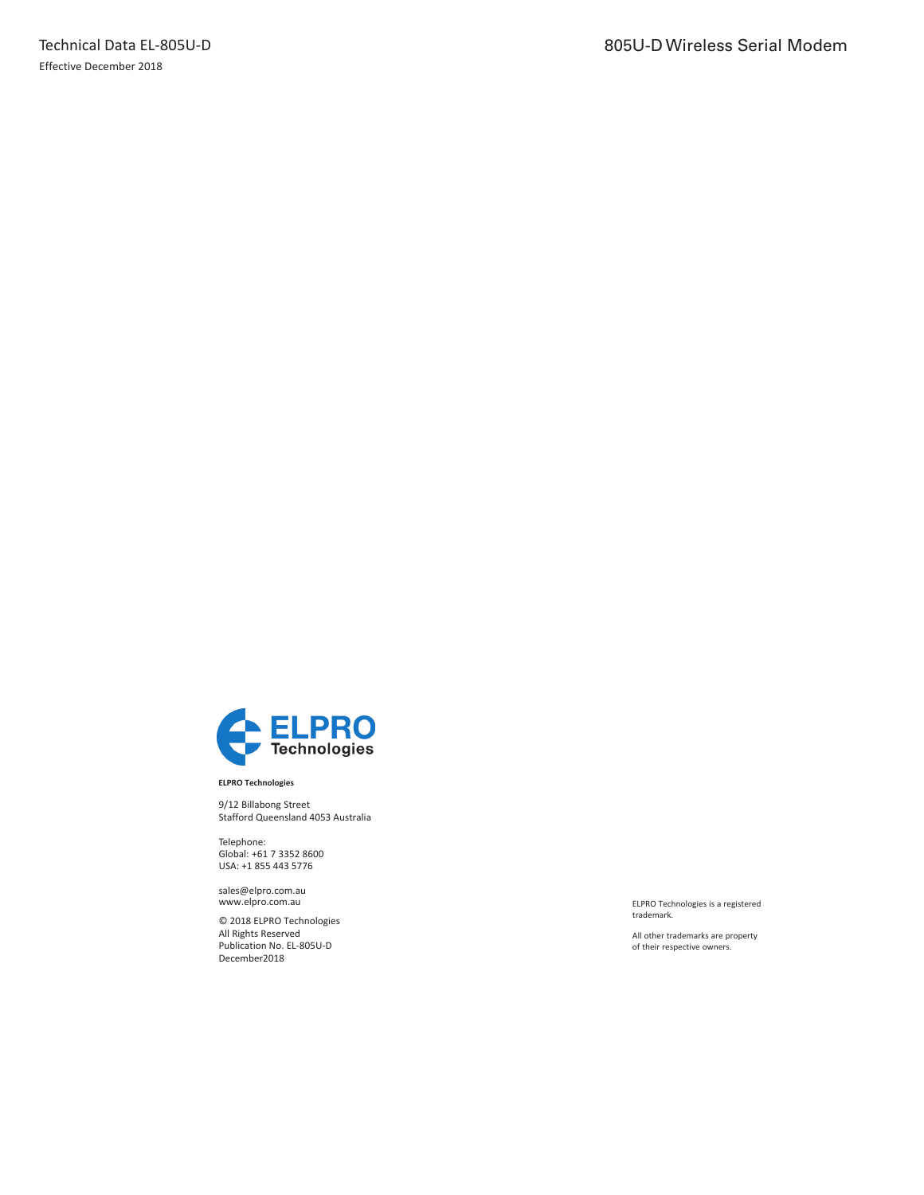**ELPRO Technologies**

9/12 Billabong Street
Stafford Queensland 4053 Australia

Telephone:
Global: +61 7 3352 8600
USA: +1 855 443 5776

sales@elpro.com.au
www.elpro.com.au

© 2018 ELPRO Technologies
All Rights Reserved
Publication No. EL-805U-D
December2018

ELPRO Technologies is a registered trademark.

All other trademarks are property of their respective owners.